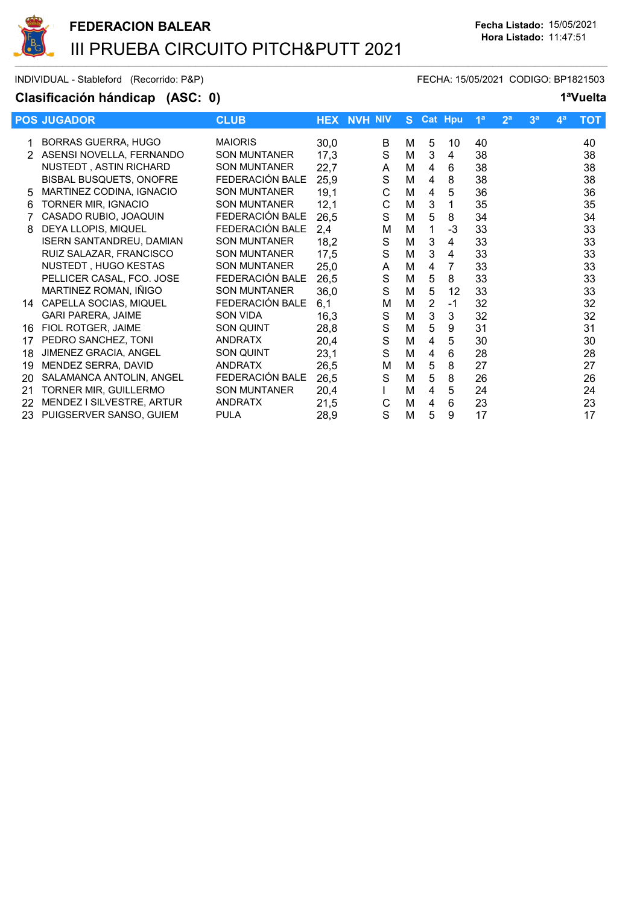# FEDERACION BALEAR

## III PRUEBA CIRCUITO PITCH&PUTT 2021

**Fecha Listado:** 15/05/2021
**Hora Listado:** 11:47:51

INDIVIDUAL - Stableford (Recorrido: P&P) FECHA: 15/05/2021 CODIGO: BP1821503

**Clasificación hándicap (ASC: 0)** **1ªVuelta**

| POS | JUGADOR | CLUB | HEX | NVH | NIV | S | Cat | Hpu | 1ª | 2ª | 3ª | 4ª | TOT |
|---|---|---|---|---|---|---|---|---|---|---|---|---|---|
| 1 | BORRAS GUERRA, HUGO | MAIORIS | 30,0 | | B | M | 5 | 10 | 40 | | | | 40 |
| 2 | ASENSI NOVELLA, FERNANDO | SON MUNTANER | 17,3 | | S | M | 3 | 4 | 38 | | | | 38 |
| | NUSTEDT , ASTIN RICHARD | SON MUNTANER | 22,7 | | A | M | 4 | 6 | 38 | | | | 38 |
| | BISBAL BUSQUETS, ONOFRE | FEDERACIÓN BALE | 25,9 | | S | M | 4 | 8 | 38 | | | | 38 |
| 5 | MARTINEZ CODINA, IGNACIO | SON MUNTANER | 19,1 | | C | M | 4 | 5 | 36 | | | | 36 |
| 6 | TORNER MIR, IGNACIO | SON MUNTANER | 12,1 | | C | M | 3 | 1 | 35 | | | | 35 |
| 7 | CASADO RUBIO, JOAQUIN | FEDERACIÓN BALE | 26,5 | | S | M | 5 | 8 | 34 | | | | 34 |
| 8 | DEYA LLOPIS, MIQUEL | FEDERACIÓN BALE | 2,4 | | M | M | 1 | -3 | 33 | | | | 33 |
| | ISERN SANTANDREU, DAMIAN | SON MUNTANER | 18,2 | | S | M | 3 | 4 | 33 | | | | 33 |
| | RUIZ SALAZAR, FRANCISCO | SON MUNTANER | 17,5 | | S | M | 3 | 4 | 33 | | | | 33 |
| | NUSTEDT , HUGO KESTAS | SON MUNTANER | 25,0 | | A | M | 4 | 7 | 33 | | | | 33 |
| | PELLICER CASAL, FCO. JOSE | FEDERACIÓN BALE | 26,5 | | S | M | 5 | 8 | 33 | | | | 33 |
| | MARTINEZ ROMAN, IÑIGO | SON MUNTANER | 36,0 | | S | M | 5 | 12 | 33 | | | | 33 |
| 14 | CAPELLA SOCIAS, MIQUEL | FEDERACIÓN BALE | 6,1 | | M | M | 2 | -1 | 32 | | | | 32 |
| | GARI PARERA, JAIME | SON VIDA | 16,3 | | S | M | 3 | 3 | 32 | | | | 32 |
| 16 | FIOL ROTGER, JAIME | SON QUINT | 28,8 | | S | M | 5 | 9 | 31 | | | | 31 |
| 17 | PEDRO SANCHEZ, TONI | ANDRATX | 20,4 | | S | M | 4 | 5 | 30 | | | | 30 |
| 18 | JIMENEZ GRACIA, ANGEL | SON QUINT | 23,1 | | S | M | 4 | 6 | 28 | | | | 28 |
| 19 | MENDEZ SERRA, DAVID | ANDRATX | 26,5 | | M | M | 5 | 8 | 27 | | | | 27 |
| 20 | SALAMANCA ANTOLIN, ANGEL | FEDERACIÓN BALE | 26,5 | | S | M | 5 | 8 | 26 | | | | 26 |
| 21 | TORNER MIR, GUILLERMO | SON MUNTANER | 20,4 | | I | M | 4 | 5 | 24 | | | | 24 |
| 22 | MENDEZ I SILVESTRE, ARTUR | ANDRATX | 21,5 | | C | M | 4 | 6 | 23 | | | | 23 |
| 23 | PUIGSERVER SANSO, GUIEM | PULA | 28,9 | | S | M | 5 | 9 | 17 | | | | 17 |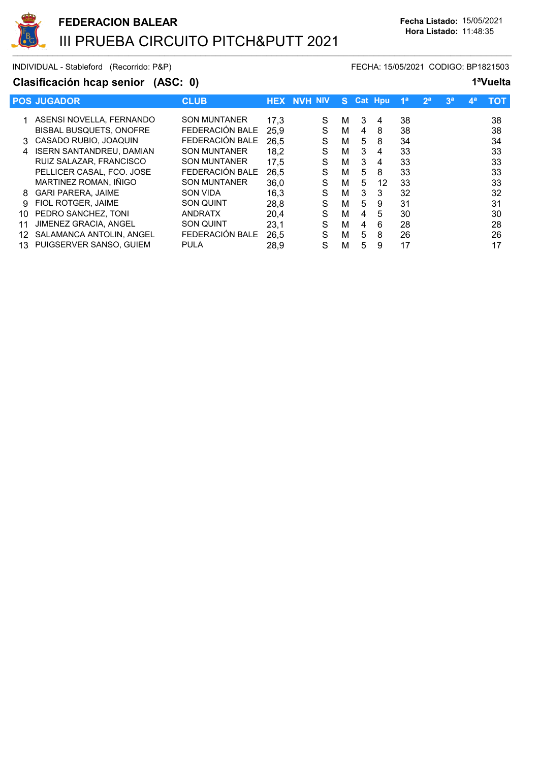**FEDERACION BALEAR**

# III PRUEBA CIRCUITO PITCH&PUTT 2021

**Fecha Listado:** 15/05/2021
**Hora Listado:** 11:48:35

INDIVIDUAL - Stableford (Recorrido: P&P) FECHA: 15/05/2021 CODIGO: BP1821503

## Clasificación hcap senior (ASC: 0) 1ªVuelta

| POS | JUGADOR | CLUB | HEX | NVH | NIV | S | Cat | Hpu | 1ª | 2ª | 3ª | 4ª | TOT |
|---|---|---|---|---|---|---|---|---|---|---|---|---|---|
| 1 | ASENSI NOVELLA, FERNANDO | SON MUNTANER | 17,3 | | S | M | 3 | 4 | 38 | | | | 38 |
| | BISBAL BUSQUETS, ONOFRE | FEDERACIÓN BALE | 25,9 | | S | M | 4 | 8 | 38 | | | | 38 |
| 3 | CASADO RUBIO, JOAQUIN | FEDERACIÓN BALE | 26,5 | | S | M | 5 | 8 | 34 | | | | 34 |
| 4 | ISERN SANTANDREU, DAMIAN | SON MUNTANER | 18,2 | | S | M | 3 | 4 | 33 | | | | 33 |
| | RUIZ SALAZAR, FRANCISCO | SON MUNTANER | 17,5 | | S | M | 3 | 4 | 33 | | | | 33 |
| | PELLICER CASAL, FCO. JOSE | FEDERACIÓN BALE | 26,5 | | S | M | 5 | 8 | 33 | | | | 33 |
| | MARTINEZ ROMAN, IÑIGO | SON MUNTANER | 36,0 | | S | M | 5 | 12 | 33 | | | | 33 |
| 8 | GARI PARERA, JAIME | SON VIDA | 16,3 | | S | M | 3 | 3 | 32 | | | | 32 |
| 9 | FIOL ROTGER, JAIME | SON QUINT | 28,8 | | S | M | 5 | 9 | 31 | | | | 31 |
| 10 | PEDRO SANCHEZ, TONI | ANDRATX | 20,4 | | S | M | 4 | 5 | 30 | | | | 30 |
| 11 | JIMENEZ GRACIA, ANGEL | SON QUINT | 23,1 | | S | M | 4 | 6 | 28 | | | | 28 |
| 12 | SALAMANCA ANTOLIN, ANGEL | FEDERACIÓN BALE | 26,5 | | S | M | 5 | 8 | 26 | | | | 26 |
| 13 | PUIGSERVER SANSO, GUIEM | PULA | 28,9 | | S | M | 5 | 9 | 17 | | | | 17 |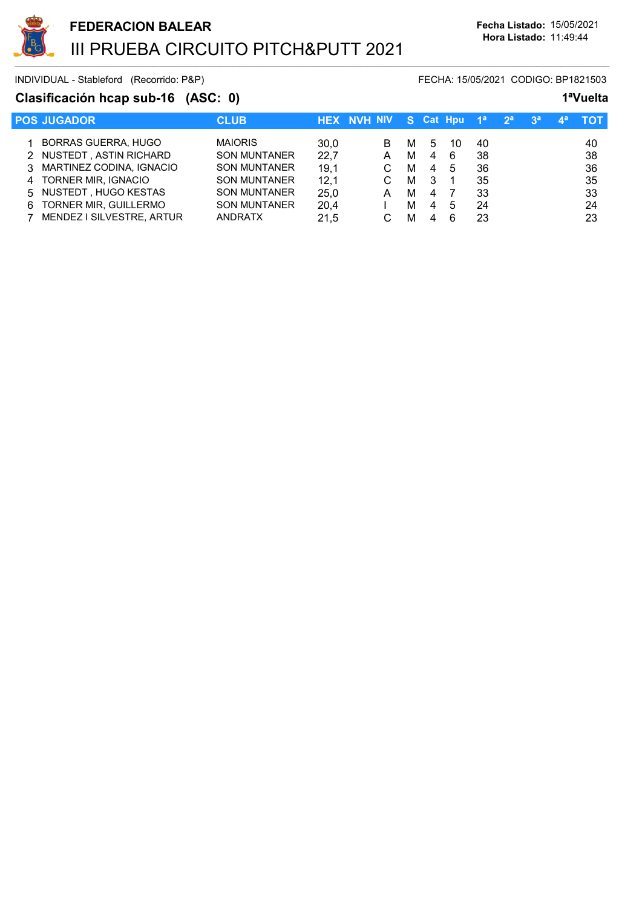**FEDERACION BALEAR**

# III PRUEBA CIRCUITO PITCH&PUTT 2021

**Fecha Listado:** 15/05/2021
**Hora Listado:** 11:49:44

INDIVIDUAL - Stableford (Recorrido: P&P)

FECHA: 15/05/2021 CODIGO: BP1821503

## Clasificación hcap sub-16 (ASC: 0)

**1ªVuelta**

| POS | JUGADOR | CLUB | HEX | NVH | NIV | S | Cat | Hpu | 1ª | 2ª | 3ª | 4ª | TOT |
|---|---|---|---|---|---|---|---|---|---|---|---|---|---|
| 1 | BORRAS GUERRA, HUGO | MAIORIS | 30,0 | | B | M | 5 | 10 | 40 | | | | 40 |
| 2 | NUSTEDT , ASTIN RICHARD | SON MUNTANER | 22,7 | | A | M | 4 | 6 | 38 | | | | 38 |
| 3 | MARTINEZ CODINA, IGNACIO | SON MUNTANER | 19,1 | | C | M | 4 | 5 | 36 | | | | 36 |
| 4 | TORNER MIR, IGNACIO | SON MUNTANER | 12,1 | | C | M | 3 | 1 | 35 | | | | 35 |
| 5 | NUSTEDT , HUGO KESTAS | SON MUNTANER | 25,0 | | A | M | 4 | 7 | 33 | | | | 33 |
| 6 | TORNER MIR, GUILLERMO | SON MUNTANER | 20,4 | | I | M | 4 | 5 | 24 | | | | 24 |
| 7 | MENDEZ I SILVESTRE, ARTUR | ANDRATX | 21,5 | | C | M | 4 | 6 | 23 | | | | 23 |